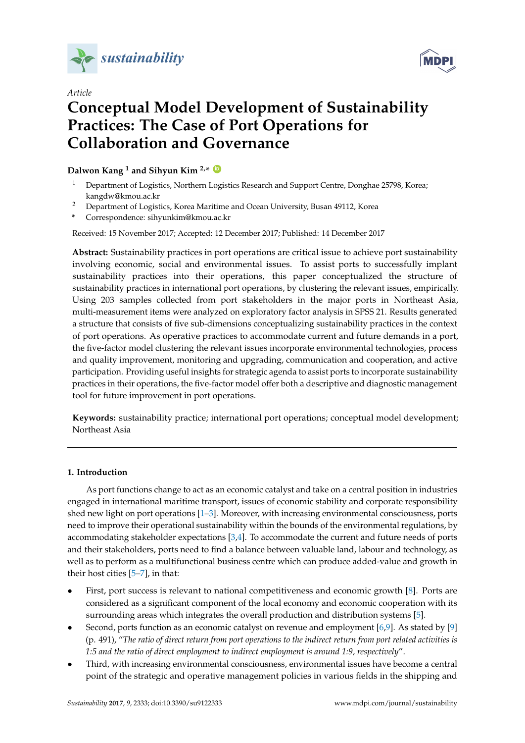*Article*

# Conceptual Model Development of Sustainability Practices: The Case of Port Operations for Collaboration and Governance

**Dalwon Kang [1] and Sihyun Kim [2,*]**

[1] Department of Logistics, Northern Logistics Research and Support Centre, Donghae 25798, Korea; kangdw@kmou.ac.kr

[2] Department of Logistics, Korea Maritime and Ocean University, Busan 49112, Korea

\* Correspondence: sihyunkim@kmou.ac.kr

Received: 15 November 2017; Accepted: 12 December 2017; Published: 14 December 2017

**Abstract:** Sustainability practices in port operations are critical issue to achieve port sustainability involving economic, social and environmental issues. To assist ports to successfully implant sustainability practices into their operations, this paper conceptualized the structure of sustainability practices in international port operations, by clustering the relevant issues, empirically. Using 203 samples collected from port stakeholders in the major ports in Northeast Asia, multi-measurement items were analyzed on exploratory factor analysis in SPSS 21. Results generated a structure that consists of five sub-dimensions conceptualizing sustainability practices in the context of port operations. As operative practices to accommodate current and future demands in a port, the five-factor model clustering the relevant issues incorporate environmental technologies, process and quality improvement, monitoring and upgrading, communication and cooperation, and active participation. Providing useful insights for strategic agenda to assist ports to incorporate sustainability practices in their operations, the five-factor model offer both a descriptive and diagnostic management tool for future improvement in port operations.

**Keywords:** sustainability practice; international port operations; conceptual model development; Northeast Asia

## 1. Introduction

As port functions change to act as an economic catalyst and take on a central position in industries engaged in international maritime transport, issues of economic stability and corporate responsibility shed new light on port operations [1–3]. Moreover, with increasing environmental consciousness, ports need to improve their operational sustainability within the bounds of the environmental regulations, by accommodating stakeholder expectations [3,4]. To accommodate the current and future needs of ports and their stakeholders, ports need to find a balance between valuable land, labour and technology, as well as to perform as a multifunctional business centre which can produce added-value and growth in their host cities [5–7], in that:

- First, port success is relevant to national competitiveness and economic growth [8]. Ports are considered as a significant component of the local economy and economic cooperation with its surrounding areas which integrates the overall production and distribution systems [5].
- Second, ports function as an economic catalyst on revenue and employment [6,9]. As stated by [9] (p. 491), "*The ratio of direct return from port operations to the indirect return from port related activities is 1:5 and the ratio of direct employment to indirect employment is around 1:9, respectively*".
- Third, with increasing environmental consciousness, environmental issues have become a central point of the strategic and operative management policies in various fields in the shipping and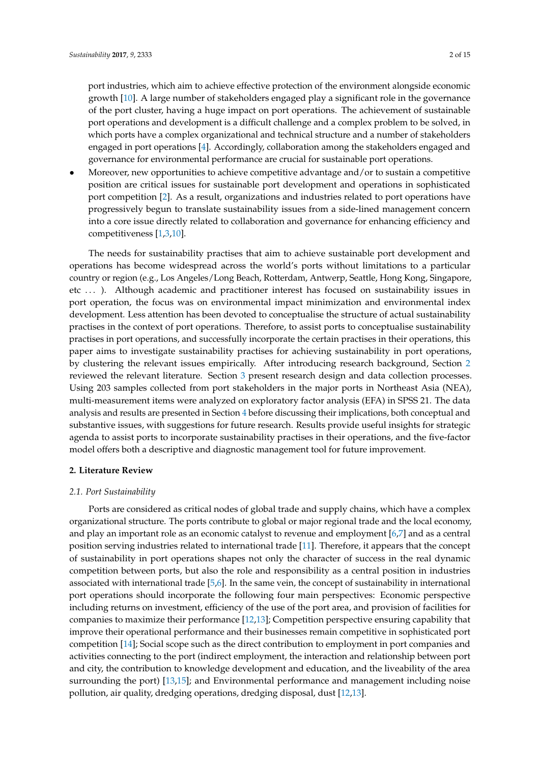port industries, which aim to achieve effective protection of the environment alongside economic growth [10]. A large number of stakeholders engaged play a significant role in the governance of the port cluster, having a huge impact on port operations. The achievement of sustainable port operations and development is a difficult challenge and a complex problem to be solved, in which ports have a complex organizational and technical structure and a number of stakeholders engaged in port operations [4]. Accordingly, collaboration among the stakeholders engaged and governance for environmental performance are crucial for sustainable port operations.

- Moreover, new opportunities to achieve competitive advantage and/or to sustain a competitive position are critical issues for sustainable port development and operations in sophisticated port competition [2]. As a result, organizations and industries related to port operations have progressively begun to translate sustainability issues from a side-lined management concern into a core issue directly related to collaboration and governance for enhancing efficiency and competitiveness [1,3,10].

The needs for sustainability practises that aim to achieve sustainable port development and operations has become widespread across the world's ports without limitations to a particular country or region (e.g., Los Angeles/Long Beach, Rotterdam, Antwerp, Seattle, Hong Kong, Singapore, etc ... ). Although academic and practitioner interest has focused on sustainability issues in port operation, the focus was on environmental impact minimization and environmental index development. Less attention has been devoted to conceptualise the structure of actual sustainability practises in the context of port operations. Therefore, to assist ports to conceptualise sustainability practises in port operations, and successfully incorporate the certain practises in their operations, this paper aims to investigate sustainability practises for achieving sustainability in port operations, by clustering the relevant issues empirically. After introducing research background, Section 2 reviewed the relevant literature. Section 3 present research design and data collection processes. Using 203 samples collected from port stakeholders in the major ports in Northeast Asia (NEA), multi-measurement items were analyzed on exploratory factor analysis (EFA) in SPSS 21. The data analysis and results are presented in Section 4 before discussing their implications, both conceptual and substantive issues, with suggestions for future research. Results provide useful insights for strategic agenda to assist ports to incorporate sustainability practises in their operations, and the five-factor model offers both a descriptive and diagnostic management tool for future improvement.

## 2. Literature Review

### 2.1. Port Sustainability

Ports are considered as critical nodes of global trade and supply chains, which have a complex organizational structure. The ports contribute to global or major regional trade and the local economy, and play an important role as an economic catalyst to revenue and employment [6,7] and as a central position serving industries related to international trade [11]. Therefore, it appears that the concept of sustainability in port operations shapes not only the character of success in the real dynamic competition between ports, but also the role and responsibility as a central position in industries associated with international trade [5,6]. In the same vein, the concept of sustainability in international port operations should incorporate the following four main perspectives: Economic perspective including returns on investment, efficiency of the use of the port area, and provision of facilities for companies to maximize their performance [12,13]; Competition perspective ensuring capability that improve their operational performance and their businesses remain competitive in sophisticated port competition [14]; Social scope such as the direct contribution to employment in port companies and activities connecting to the port (indirect employment, the interaction and relationship between port and city, the contribution to knowledge development and education, and the liveability of the area surrounding the port) [13,15]; and Environmental performance and management including noise pollution, air quality, dredging operations, dredging disposal, dust [12,13].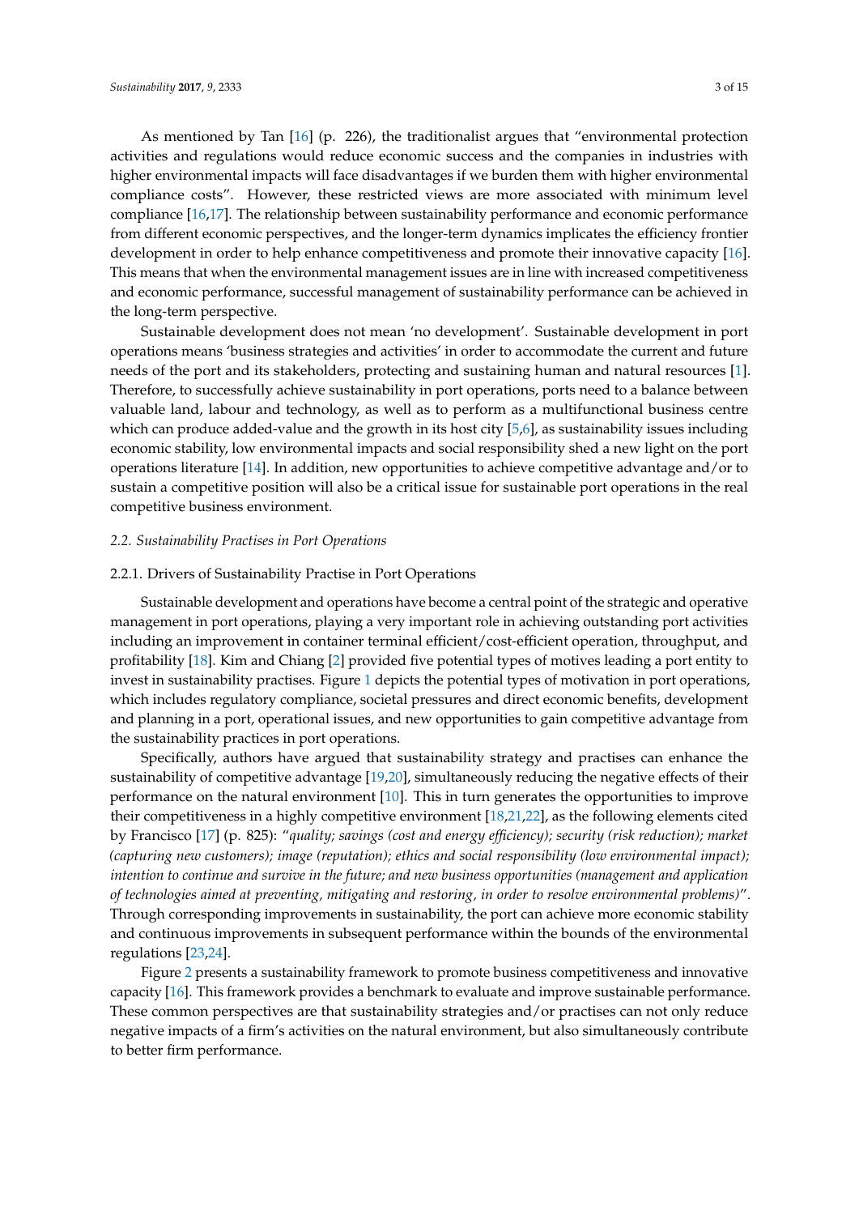As mentioned by Tan [16] (p. 226), the traditionalist argues that "environmental protection activities and regulations would reduce economic success and the companies in industries with higher environmental impacts will face disadvantages if we burden them with higher environmental compliance costs". However, these restricted views are more associated with minimum level compliance [16,17]. The relationship between sustainability performance and economic performance from different economic perspectives, and the longer-term dynamics implicates the efficiency frontier development in order to help enhance competitiveness and promote their innovative capacity [16]. This means that when the environmental management issues are in line with increased competitiveness and economic performance, successful management of sustainability performance can be achieved in the long-term perspective.

Sustainable development does not mean 'no development'. Sustainable development in port operations means 'business strategies and activities' in order to accommodate the current and future needs of the port and its stakeholders, protecting and sustaining human and natural resources [1]. Therefore, to successfully achieve sustainability in port operations, ports need to a balance between valuable land, labour and technology, as well as to perform as a multifunctional business centre which can produce added-value and the growth in its host city [5,6], as sustainability issues including economic stability, low environmental impacts and social responsibility shed a new light on the port operations literature [14]. In addition, new opportunities to achieve competitive advantage and/or to sustain a competitive position will also be a critical issue for sustainable port operations in the real competitive business environment.

### *2.2. Sustainability Practises in Port Operations*

#### 2.2.1. Drivers of Sustainability Practise in Port Operations

Sustainable development and operations have become a central point of the strategic and operative management in port operations, playing a very important role in achieving outstanding port activities including an improvement in container terminal efficient/cost-efficient operation, throughput, and profitability [18]. Kim and Chiang [2] provided five potential types of motives leading a port entity to invest in sustainability practises. Figure 1 depicts the potential types of motivation in port operations, which includes regulatory compliance, societal pressures and direct economic benefits, development and planning in a port, operational issues, and new opportunities to gain competitive advantage from the sustainability practices in port operations.

Specifically, authors have argued that sustainability strategy and practises can enhance the sustainability of competitive advantage [19,20], simultaneously reducing the negative effects of their performance on the natural environment [10]. This in turn generates the opportunities to improve their competitiveness in a highly competitive environment [18,21,22], as the following elements cited by Francisco [17] (p. 825): "*quality; savings (cost and energy efficiency); security (risk reduction); market (capturing new customers); image (reputation); ethics and social responsibility (low environmental impact); intention to continue and survive in the future; and new business opportunities (management and application of technologies aimed at preventing, mitigating and restoring, in order to resolve environmental problems)*". Through corresponding improvements in sustainability, the port can achieve more economic stability and continuous improvements in subsequent performance within the bounds of the environmental regulations [23,24].

Figure 2 presents a sustainability framework to promote business competitiveness and innovative capacity [16]. This framework provides a benchmark to evaluate and improve sustainable performance. These common perspectives are that sustainability strategies and/or practises can not only reduce negative impacts of a firm's activities on the natural environment, but also simultaneously contribute to better firm performance.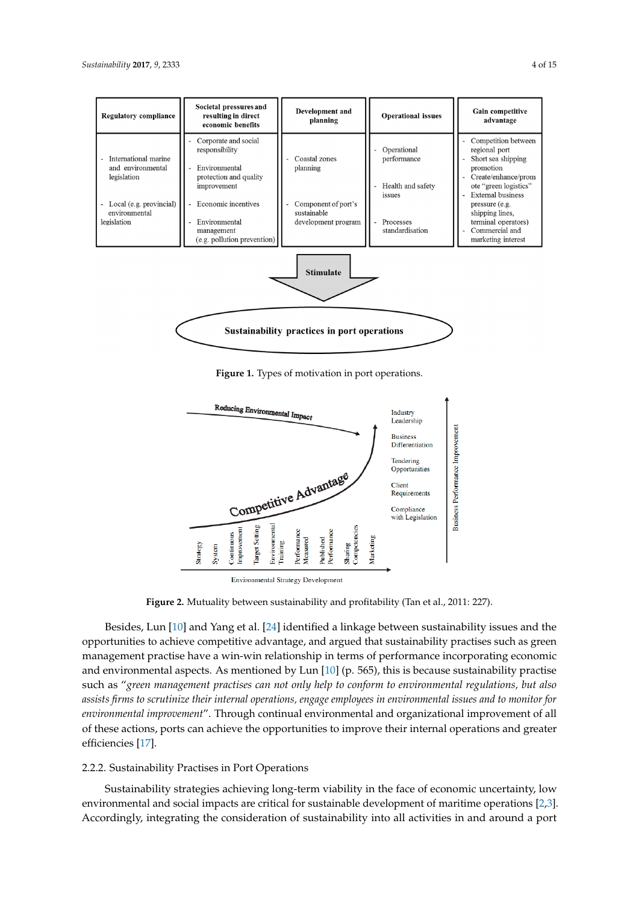| Regulatory compliance | Societal pressures and resulting in direct economic benefits | Development and planning | Operational issues | Gain competitive advantage |
|---|---|---|---|---|
| - International marine and environmental legislation<br>- Local (e.g. provincial) environmental legislation | - Corporate and social responsibility<br>- Environmental protection and quality improvement<br>- Economic incentives<br>- Environmental management (e.g. pollution prevention) | - Coastal zones planning<br>- Component of port's sustainable development program | - Operational performance<br>- Health and safety issues<br>- Processes standardisation | - Competition between regional port<br>- Short sea shipping promotion<br>- Create/enhance/promote "green logistics"<br>- External business pressure (e.g. shipping lines, terminal operators)<br>- Commercial and marketing interest |

Stimulate

Sustainability practices in port operations

**Figure 1.** Types of motivation in port operations.

**Figure 2.** Mutuality between sustainability and profitability (Tan et al., 2011: 227).

Besides, Lun [10] and Yang et al. [24] identified a linkage between sustainability issues and the opportunities to achieve competitive advantage, and argued that sustainability practises such as green management practise have a win-win relationship in terms of performance incorporating economic and environmental aspects. As mentioned by Lun [10] (p. 565), this is because sustainability practise such as "*green management practises can not only help to conform to environmental regulations, but also assists firms to scrutinize their internal operations, engage employees in environmental issues and to monitor for environmental improvement*". Through continual environmental and organizational improvement of all of these actions, ports can achieve the opportunities to improve their internal operations and greater efficiencies [17].

#### 2.2.2. Sustainability Practises in Port Operations

Sustainability strategies achieving long-term viability in the face of economic uncertainty, low environmental and social impacts are critical for sustainable development of maritime operations [2,3]. Accordingly, integrating the consideration of sustainability into all activities in and around a port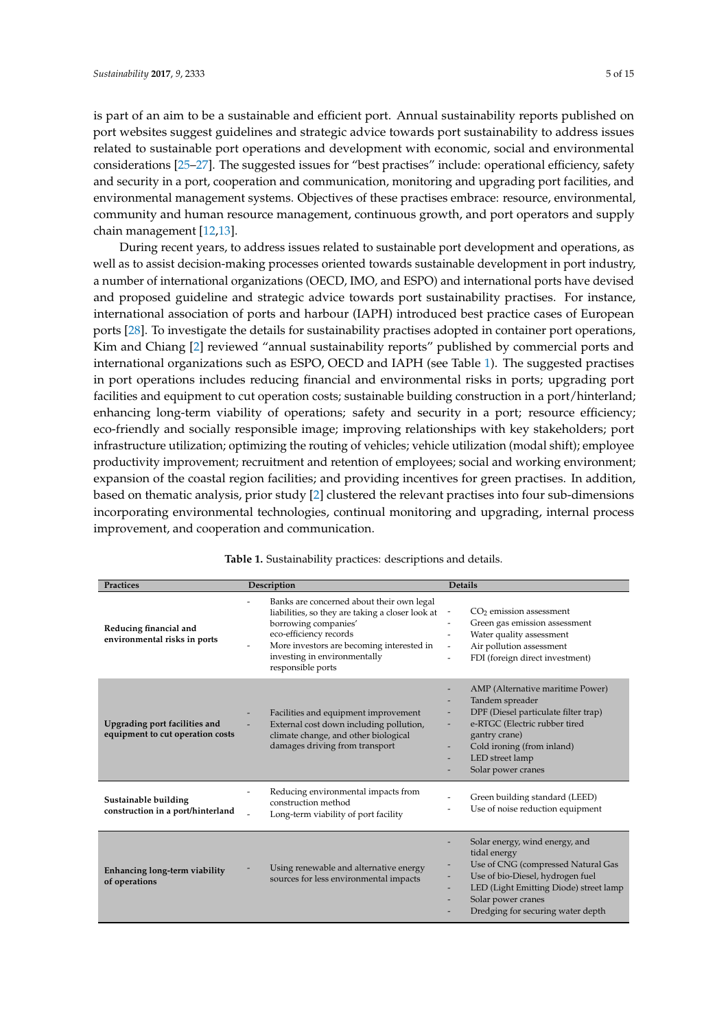is part of an aim to be a sustainable and efficient port. Annual sustainability reports published on port websites suggest guidelines and strategic advice towards port sustainability to address issues related to sustainable port operations and development with economic, social and environmental considerations [25–27]. The suggested issues for "best practises" include: operational efficiency, safety and security in a port, cooperation and communication, monitoring and upgrading port facilities, and environmental management systems. Objectives of these practises embrace: resource, environmental, community and human resource management, continuous growth, and port operators and supply chain management [12,13].

During recent years, to address issues related to sustainable port development and operations, as well as to assist decision-making processes oriented towards sustainable development in port industry, a number of international organizations (OECD, IMO, and ESPO) and international ports have devised and proposed guideline and strategic advice towards port sustainability practises. For instance, international association of ports and harbour (IAPH) introduced best practice cases of European ports [28]. To investigate the details for sustainability practises adopted in container port operations, Kim and Chiang [2] reviewed "annual sustainability reports" published by commercial ports and international organizations such as ESPO, OECD and IAPH (see Table 1). The suggested practises in port operations includes reducing financial and environmental risks in ports; upgrading port facilities and equipment to cut operation costs; sustainable building construction in a port/hinterland; enhancing long-term viability of operations; safety and security in a port; resource efficiency; eco-friendly and socially responsible image; improving relationships with key stakeholders; port infrastructure utilization; optimizing the routing of vehicles; vehicle utilization (modal shift); employee productivity improvement; recruitment and retention of employees; social and working environment; expansion of the coastal region facilities; and providing incentives for green practises. In addition, based on thematic analysis, prior study [2] clustered the relevant practises into four sub-dimensions incorporating environmental technologies, continual monitoring and upgrading, internal process improvement, and cooperation and communication.

**Table 1.** Sustainability practices: descriptions and details.

| Practices | Description | Details |
|---|---|---|
| **Reducing financial and environmental risks in ports** | - Banks are concerned about their own legal liabilities, so they are taking a closer look at borrowing companies' eco-efficiency records<br>- More investors are becoming interested in investing in environmentally responsible ports | - $CO_2$ emission assessment<br>- Green gas emission assessment<br>- Water quality assessment<br>- Air pollution assessment<br>- FDI (foreign direct investment) |
| **Upgrading port facilities and equipment to cut operation costs** | - Facilities and equipment improvement<br>- External cost down including pollution, climate change, and other biological damages driving from transport | - AMP (Alternative maritime Power)<br>- Tandem spreader<br>- DPF (Diesel particulate filter trap)<br>- e-RTGC (Electric rubber tired gantry crane)<br>- Cold ironing (from inland)<br>- LED street lamp<br>- Solar power cranes |
| **Sustainable building construction in a port/hinterland** | - Reducing environmental impacts from construction method<br>- Long-term viability of port facility | - Green building standard (LEED)<br>- Use of noise reduction equipment |
| **Enhancing long-term viability of operations** | - Using renewable and alternative energy sources for less environmental impacts | - Solar energy, wind energy, and tidal energy<br>- Use of CNG (compressed Natural Gas<br>- Use of bio-Diesel, hydrogen fuel<br>- LED (Light Emitting Diode) street lamp<br>- Solar power cranes<br>- Dredging for securing water depth |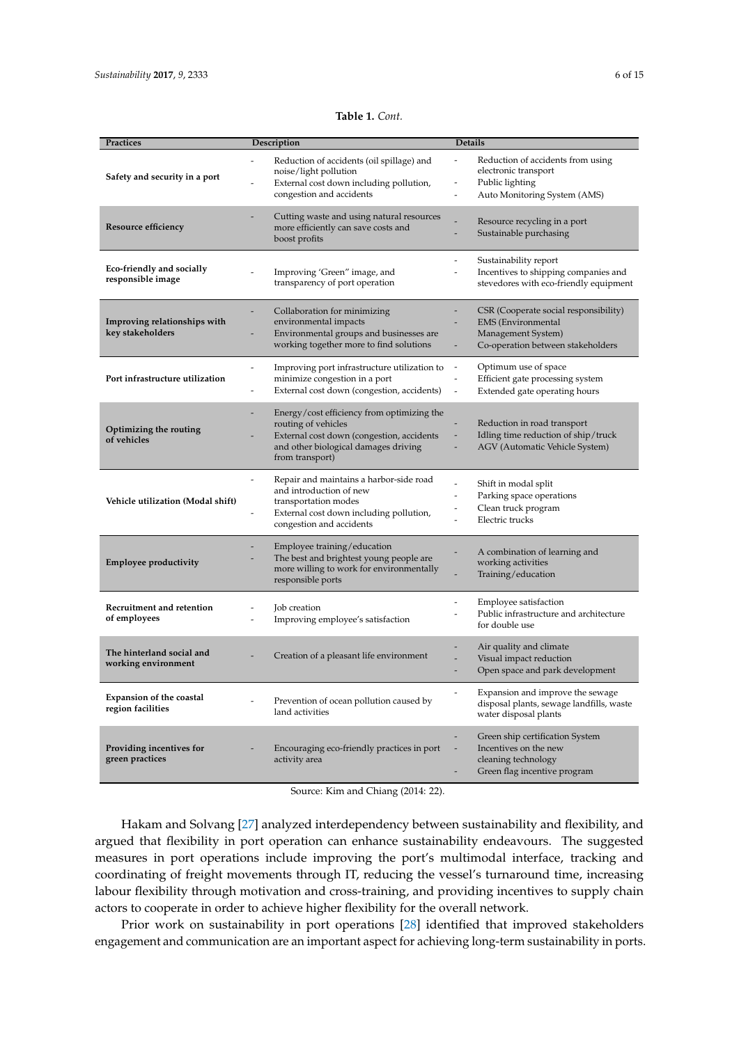**Table 1.** *Cont.*

| Practices | Description | Details |
| --- | --- | --- |
| **Safety and security in a port** | - Reduction of accidents (oil spillage) and noise/light pollution<br>- External cost down including pollution, congestion and accidents | - Reduction of accidents from using electronic transport<br>- Public lighting<br>- Auto Monitoring System (AMS) |
| **Resource efficiency** | - Cutting waste and using natural resources more efficiently can save costs and boost profits | - Resource recycling in a port<br>- Sustainable purchasing |
| **Eco-friendly and socially responsible image** | - Improving 'Green" image, and transparency of port operation | - Sustainability report<br>- Incentives to shipping companies and stevedores with eco-friendly equipment |
| **Improving relationships with key stakeholders** | - Collaboration for minimizing environmental impacts<br>- Environmental groups and businesses are working together more to find solutions | - CSR (Cooperate social responsibility)<br>- EMS (Environmental Management System)<br>- Co-operation between stakeholders |
| **Port infrastructure utilization** | - Improving port infrastructure utilization to minimize congestion in a port<br>- External cost down (congestion, accidents) | - Optimum use of space<br>- Efficient gate processing system<br>- Extended gate operating hours |
| **Optimizing the routing of vehicles** | - Energy/cost efficiency from optimizing the routing of vehicles<br>- External cost down (congestion, accidents and other biological damages driving from transport) | - Reduction in road transport<br>- Idling time reduction of ship/truck<br>- AGV (Automatic Vehicle System) |
| **Vehicle utilization (Modal shift)** | - Repair and maintains a harbor-side road and introduction of new transportation modes<br>- External cost down including pollution, congestion and accidents | - Shift in modal split<br>- Parking space operations<br>- Clean truck program<br>- Electric trucks |
| **Employee productivity** | - Employee training/education<br>- The best and brightest young people are more willing to work for environmentally responsible ports | - A combination of learning and working activities<br>- Training/education |
| **Recruitment and retention of employees** | - Job creation<br>- Improving employee's satisfaction | - Employee satisfaction<br>- Public infrastructure and architecture for double use |
| **The hinterland social and working environment** | - Creation of a pleasant life environment | - Air quality and climate<br>- Visual impact reduction<br>- Open space and park development |
| **Expansion of the coastal region facilities** | - Prevention of ocean pollution caused by land activities | - Expansion and improve the sewage disposal plants, sewage landfills, waste water disposal plants |
| **Providing incentives for green practices** | - Encouraging eco-friendly practices in port activity area | - Green ship certification System<br>- Incentives on the new cleaning technology<br>- Green flag incentive program |

Source: Kim and Chiang (2014: 22).

Hakam and Solvang [27] analyzed interdependency between sustainability and flexibility, and argued that flexibility in port operation can enhance sustainability endeavours. The suggested measures in port operations include improving the port's multimodal interface, tracking and coordinating of freight movements through IT, reducing the vessel's turnaround time, increasing labour flexibility through motivation and cross-training, and providing incentives to supply chain actors to cooperate in order to achieve higher flexibility for the overall network.

Prior work on sustainability in port operations [28] identified that improved stakeholders engagement and communication are an important aspect for achieving long-term sustainability in ports.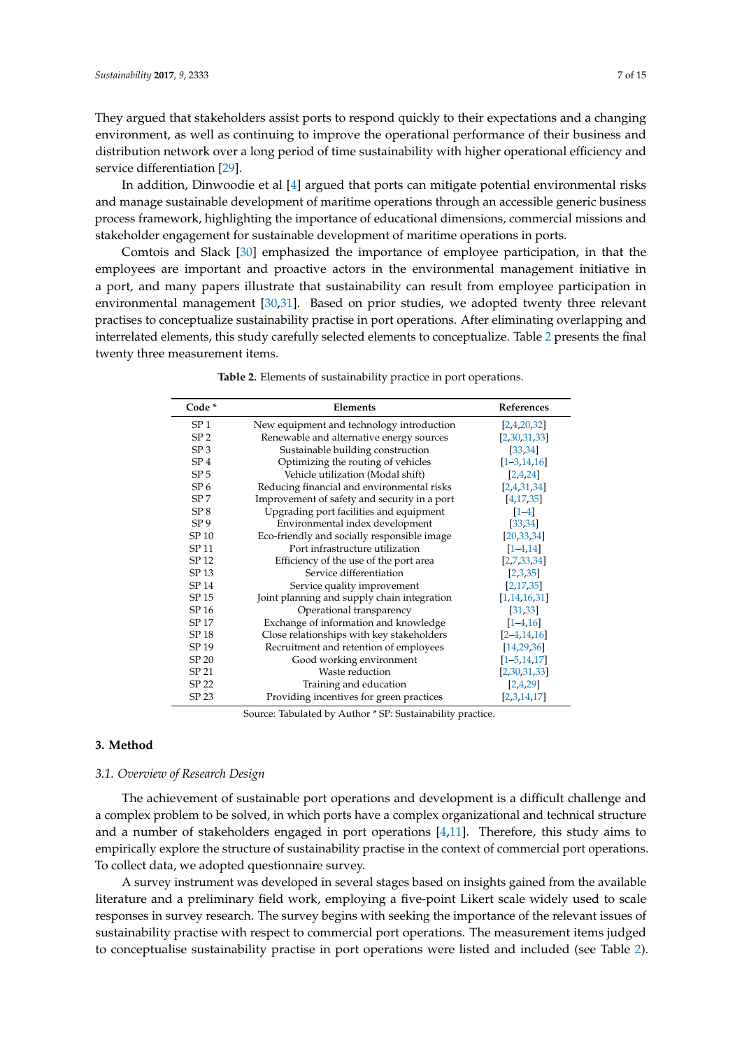They argued that stakeholders assist ports to respond quickly to their expectations and a changing environment, as well as continuing to improve the operational performance of their business and distribution network over a long period of time sustainability with higher operational efficiency and service differentiation [29].

In addition, Dinwoodie et al [4] argued that ports can mitigate potential environmental risks and manage sustainable development of maritime operations through an accessible generic business process framework, highlighting the importance of educational dimensions, commercial missions and stakeholder engagement for sustainable development of maritime operations in ports.

Comtois and Slack [30] emphasized the importance of employee participation, in that the employees are important and proactive actors in the environmental management initiative in a port, and many papers illustrate that sustainability can result from employee participation in environmental management [30,31]. Based on prior studies, we adopted twenty three relevant practises to conceptualize sustainability practise in port operations. After eliminating overlapping and interrelated elements, this study carefully selected elements to conceptualize. Table 2 presents the final twenty three measurement items.

**Table 2.** Elements of sustainability practice in port operations.

| Code * | Elements | References |
|---|---|---|
| SP 1 | New equipment and technology introduction | [2,4,20,32] |
| SP 2 | Renewable and alternative energy sources | [2,30,31,33] |
| SP 3 | Sustainable building construction | [33,34] |
| SP 4 | Optimizing the routing of vehicles | [1–3,14,16] |
| SP 5 | Vehicle utilization (Modal shift) | [2,4,24] |
| SP 6 | Reducing financial and environmental risks | [2,4,31,34] |
| SP 7 | Improvement of safety and security in a port | [4,17,35] |
| SP 8 | Upgrading port facilities and equipment | [1–4] |
| SP 9 | Environmental index development | [33,34] |
| SP 10 | Eco-friendly and socially responsible image | [20,33,34] |
| SP 11 | Port infrastructure utilization | [1–4,14] |
| SP 12 | Efficiency of the use of the port area | [2,7,33,34] |
| SP 13 | Service differentiation | [2,3,35] |
| SP 14 | Service quality improvement | [2,17,35] |
| SP 15 | Joint planning and supply chain integration | [1,14,16,31] |
| SP 16 | Operational transparency | [31,33] |
| SP 17 | Exchange of information and knowledge | [1–4,16] |
| SP 18 | Close relationships with key stakeholders | [2–4,14,16] |
| SP 19 | Recruitment and retention of employees | [14,29,36] |
| SP 20 | Good working environment | [1–5,14,17] |
| SP 21 | Waste reduction | [2,30,31,33] |
| SP 22 | Training and education | [2,4,29] |
| SP 23 | Providing incentives for green practices | [2,3,14,17] |

Source: Tabulated by Author * SP: Sustainability practice.

## 3. Method

### 3.1. Overview of Research Design

The achievement of sustainable port operations and development is a difficult challenge and a complex problem to be solved, in which ports have a complex organizational and technical structure and a number of stakeholders engaged in port operations [4,11]. Therefore, this study aims to empirically explore the structure of sustainability practise in the context of commercial port operations. To collect data, we adopted questionnaire survey.

A survey instrument was developed in several stages based on insights gained from the available literature and a preliminary field work, employing a five-point Likert scale widely used to scale responses in survey research. The survey begins with seeking the importance of the relevant issues of sustainability practise with respect to commercial port operations. The measurement items judged to conceptualise sustainability practise in port operations were listed and included (see Table 2).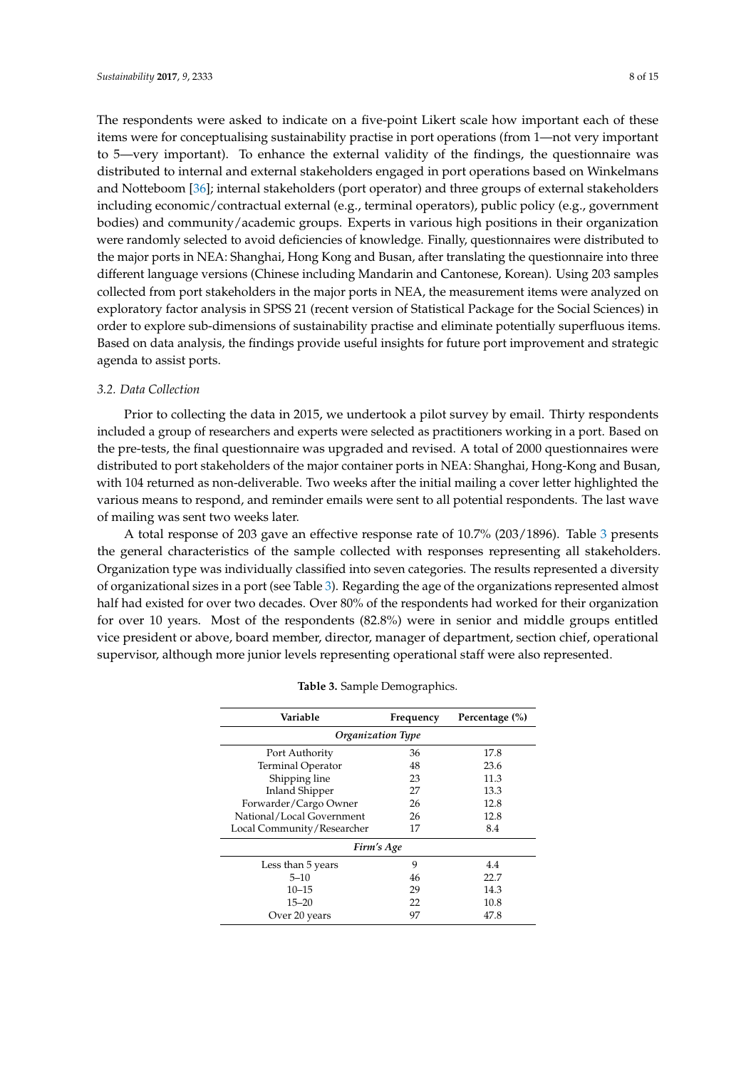The respondents were asked to indicate on a five-point Likert scale how important each of these items were for conceptualising sustainability practise in port operations (from 1—not very important to 5—very important). To enhance the external validity of the findings, the questionnaire was distributed to internal and external stakeholders engaged in port operations based on Winkelmans and Notteboom [36]; internal stakeholders (port operator) and three groups of external stakeholders including economic/contractual external (e.g., terminal operators), public policy (e.g., government bodies) and community/academic groups. Experts in various high positions in their organization were randomly selected to avoid deficiencies of knowledge. Finally, questionnaires were distributed to the major ports in NEA: Shanghai, Hong Kong and Busan, after translating the questionnaire into three different language versions (Chinese including Mandarin and Cantonese, Korean). Using 203 samples collected from port stakeholders in the major ports in NEA, the measurement items were analyzed on exploratory factor analysis in SPSS 21 (recent version of Statistical Package for the Social Sciences) in order to explore sub-dimensions of sustainability practise and eliminate potentially superfluous items. Based on data analysis, the findings provide useful insights for future port improvement and strategic agenda to assist ports.

### *3.2. Data Collection*

Prior to collecting the data in 2015, we undertook a pilot survey by email. Thirty respondents included a group of researchers and experts were selected as practitioners working in a port. Based on the pre-tests, the final questionnaire was upgraded and revised. A total of 2000 questionnaires were distributed to port stakeholders of the major container ports in NEA: Shanghai, Hong-Kong and Busan, with 104 returned as non-deliverable. Two weeks after the initial mailing a cover letter highlighted the various means to respond, and reminder emails were sent to all potential respondents. The last wave of mailing was sent two weeks later.

A total response of 203 gave an effective response rate of 10.7% (203/1896). Table 3 presents the general characteristics of the sample collected with responses representing all stakeholders. Organization type was individually classified into seven categories. The results represented a diversity of organizational sizes in a port (see Table 3). Regarding the age of the organizations represented almost half had existed for over two decades. Over 80% of the respondents had worked for their organization for over 10 years. Most of the respondents (82.8%) were in senior and middle groups entitled vice president or above, board member, director, manager of department, section chief, operational supervisor, although more junior levels representing operational staff were also represented.

**Table 3.** Sample Demographics.

| Variable | Frequency | Percentage (%) |
|---|---|---|
| *Organization Type* | | |
| Port Authority | 36 | 17.8 |
| Terminal Operator | 48 | 23.6 |
| Shipping line | 23 | 11.3 |
| Inland Shipper | 27 | 13.3 |
| Forwarder/Cargo Owner | 26 | 12.8 |
| National/Local Government | 26 | 12.8 |
| Local Community/Researcher | 17 | 8.4 |
| *Firm's Age* | | |
| Less than 5 years | 9 | 4.4 |
| 5–10 | 46 | 22.7 |
| 10–15 | 29 | 14.3 |
| 15–20 | 22 | 10.8 |
| Over 20 years | 97 | 47.8 |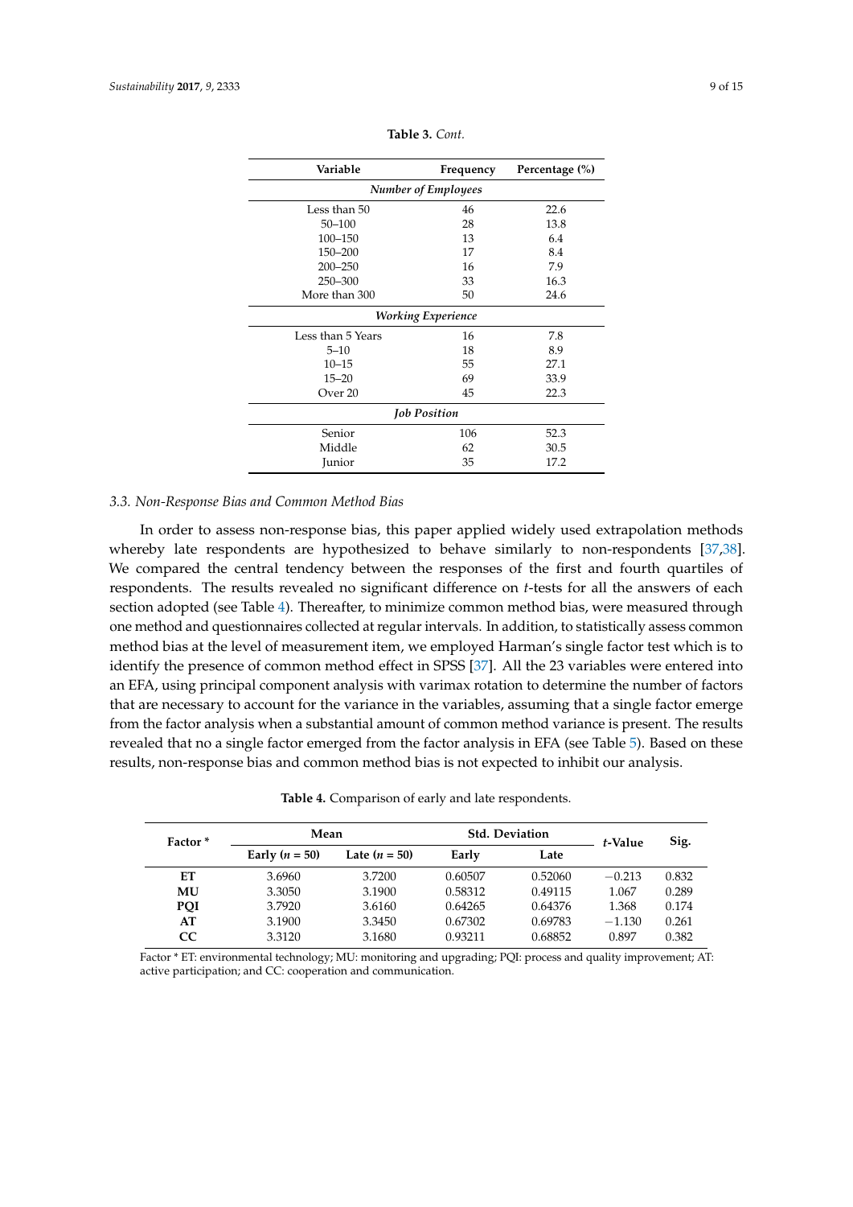**Table 3.** *Cont.*

| Variable | Frequency | Percentage (%) |
|---|---|---|
| *Number of Employees* | | |
| Less than 50 | 46 | 22.6 |
| 50–100 | 28 | 13.8 |
| 100–150 | 13 | 6.4 |
| 150–200 | 17 | 8.4 |
| 200–250 | 16 | 7.9 |
| 250–300 | 33 | 16.3 |
| More than 300 | 50 | 24.6 |
| *Working Experience* | | |
| Less than 5 Years | 16 | 7.8 |
| 5–10 | 18 | 8.9 |
| 10–15 | 55 | 27.1 |
| 15–20 | 69 | 33.9 |
| Over 20 | 45 | 22.3 |
| *Job Position* | | |
| Senior | 106 | 52.3 |
| Middle | 62 | 30.5 |
| Junior | 35 | 17.2 |

### 3.3. Non-Response Bias and Common Method Bias

In order to assess non-response bias, this paper applied widely used extrapolation methods whereby late respondents are hypothesized to behave similarly to non-respondents [37,38]. We compared the central tendency between the responses of the first and fourth quartiles of respondents. The results revealed no significant difference on *t*-tests for all the answers of each section adopted (see Table 4). Thereafter, to minimize common method bias, were measured through one method and questionnaires collected at regular intervals. In addition, to statistically assess common method bias at the level of measurement item, we employed Harman's single factor test which is to identify the presence of common method effect in SPSS [37]. All the 23 variables were entered into an EFA, using principal component analysis with varimax rotation to determine the number of factors that are necessary to account for the variance in the variables, assuming that a single factor emerge from the factor analysis when a substantial amount of common method variance is present. The results revealed that no a single factor emerged from the factor analysis in EFA (see Table 5). Based on these results, non-response bias and common method bias is not expected to inhibit our analysis.

**Table 4.** Comparison of early and late respondents.

| Factor * | Mean | | Std. Deviation | | *t*-Value | Sig. |
|---|---|---|---|---|---|---|
| | Early ($n$ = 50) | Late ($n$ = 50) | Early | Late | | |
| **ET** | 3.6960 | 3.7200 | 0.60507 | 0.52060 | −0.213 | 0.832 |
| **MU** | 3.3050 | 3.1900 | 0.58312 | 0.49115 | 1.067 | 0.289 |
| **PQI** | 3.7920 | 3.6160 | 0.64265 | 0.64376 | 1.368 | 0.174 |
| **AT** | 3.1900 | 3.3450 | 0.67302 | 0.69783 | −1.130 | 0.261 |
| **CC** | 3.3120 | 3.1680 | 0.93211 | 0.68852 | 0.897 | 0.382 |

Factor * ET: environmental technology; MU: monitoring and upgrading; PQI: process and quality improvement; AT: active participation; and CC: cooperation and communication.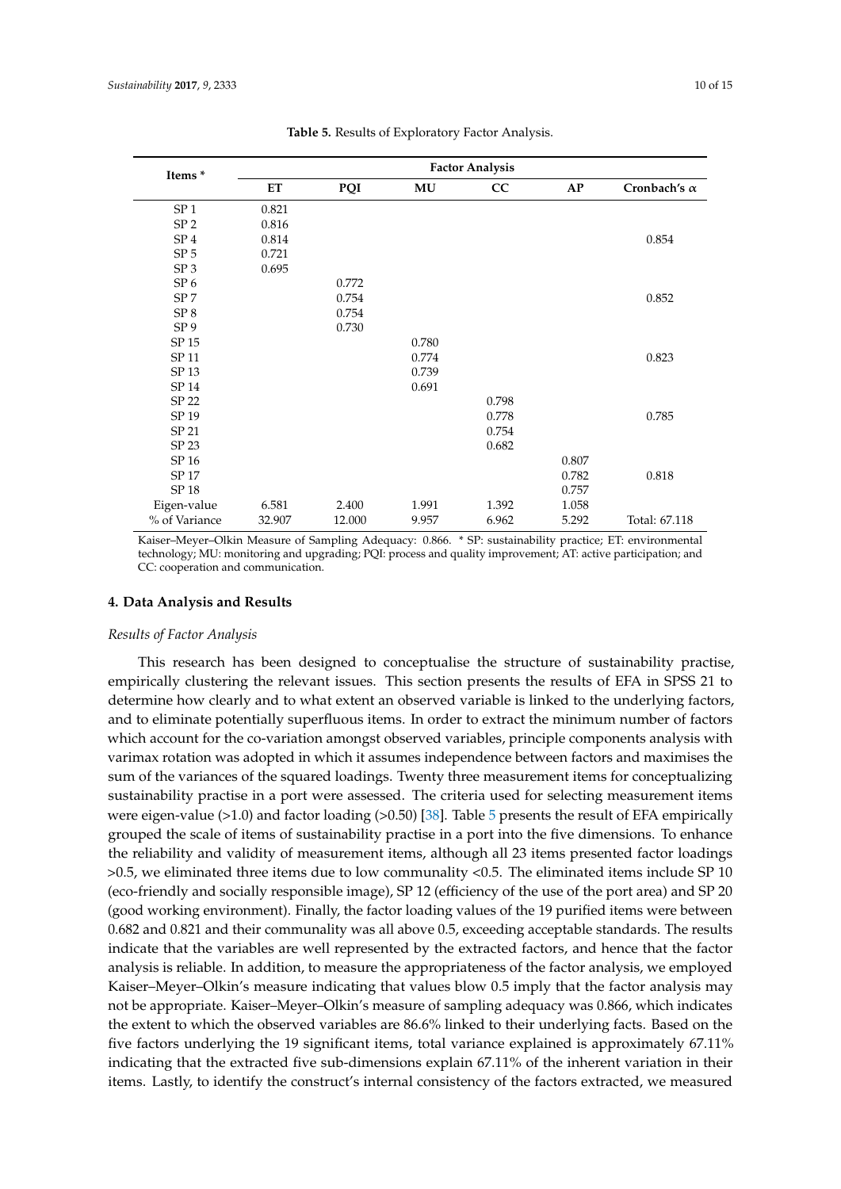**Table 5.** Results of Exploratory Factor Analysis.

| Items * | Factor Analysis | | | | | |
|---|---|---|---|---|---|---|
| | ET | PQI | MU | CC | AP | Cronbach's $\alpha$ |
| SP 1 | 0.821 | | | | | |
| SP 2 | 0.816 | | | | | |
| SP 4 | 0.814 | | | | | 0.854 |
| SP 5 | 0.721 | | | | | |
| SP 3 | 0.695 | | | | | |
| SP 6 | | 0.772 | | | | |
| SP 7 | | 0.754 | | | | 0.852 |
| SP 8 | | 0.754 | | | | |
| SP 9 | | 0.730 | | | | |
| SP 15 | | | 0.780 | | | |
| SP 11 | | | 0.774 | | | 0.823 |
| SP 13 | | | 0.739 | | | |
| SP 14 | | | 0.691 | | | |
| SP 22 | | | | 0.798 | | |
| SP 19 | | | | 0.778 | | 0.785 |
| SP 21 | | | | 0.754 | | |
| SP 23 | | | | 0.682 | | |
| SP 16 | | | | | 0.807 | |
| SP 17 | | | | | 0.782 | 0.818 |
| SP 18 | | | | | 0.757 | |
| Eigen-value | 6.581 | 2.400 | 1.991 | 1.392 | 1.058 | |
| % of Variance | 32.907 | 12.000 | 9.957 | 6.962 | 5.292 | Total: 67.118 |

Kaiser–Meyer–Olkin Measure of Sampling Adequacy: 0.866. * SP: sustainability practice; ET: environmental technology; MU: monitoring and upgrading; PQI: process and quality improvement; AT: active participation; and CC: cooperation and communication.

## 4. Data Analysis and Results

*Results of Factor Analysis*

This research has been designed to conceptualise the structure of sustainability practise, empirically clustering the relevant issues. This section presents the results of EFA in SPSS 21 to determine how clearly and to what extent an observed variable is linked to the underlying factors, and to eliminate potentially superfluous items. In order to extract the minimum number of factors which account for the co-variation amongst observed variables, principle components analysis with varimax rotation was adopted in which it assumes independence between factors and maximises the sum of the variances of the squared loadings. Twenty three measurement items for conceptualizing sustainability practise in a port were assessed. The criteria used for selecting measurement items were eigen-value (>1.0) and factor loading (>0.50) [38]. Table 5 presents the result of EFA empirically grouped the scale of items of sustainability practise in a port into the five dimensions. To enhance the reliability and validity of measurement items, although all 23 items presented factor loadings >0.5, we eliminated three items due to low communality <0.5. The eliminated items include SP 10 (eco-friendly and socially responsible image), SP 12 (efficiency of the use of the port area) and SP 20 (good working environment). Finally, the factor loading values of the 19 purified items were between 0.682 and 0.821 and their communality was all above 0.5, exceeding acceptable standards. The results indicate that the variables are well represented by the extracted factors, and hence that the factor analysis is reliable. In addition, to measure the appropriateness of the factor analysis, we employed Kaiser–Meyer–Olkin's measure indicating that values blow 0.5 imply that the factor analysis may not be appropriate. Kaiser–Meyer–Olkin's measure of sampling adequacy was 0.866, which indicates the extent to which the observed variables are 86.6% linked to their underlying facts. Based on the five factors underlying the 19 significant items, total variance explained is approximately 67.11% indicating that the extracted five sub-dimensions explain 67.11% of the inherent variation in their items. Lastly, to identify the construct's internal consistency of the factors extracted, we measured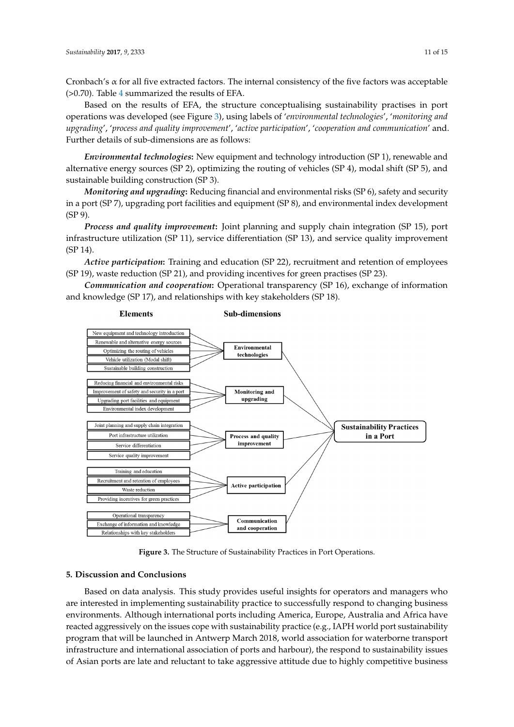Cronbach's α for all five extracted factors. The internal consistency of the five factors was acceptable (>0.70). Table 4 summarized the results of EFA.

Based on the results of EFA, the structure conceptualising sustainability practises in port operations was developed (see Figure 3), using labels of '*environmental technologies*', '*monitoring and upgrading*', '*process and quality improvement*', '*active participation*', '*cooperation and communication*' and. Further details of sub-dimensions are as follows:

***Environmental technologies*:** New equipment and technology introduction (SP 1), renewable and alternative energy sources (SP 2), optimizing the routing of vehicles (SP 4), modal shift (SP 5), and sustainable building construction (SP 3).

***Monitoring and upgrading*:** Reducing financial and environmental risks (SP 6), safety and security in a port (SP 7), upgrading port facilities and equipment (SP 8), and environmental index development (SP 9).

***Process and quality improvement*:** Joint planning and supply chain integration (SP 15), port infrastructure utilization (SP 11), service differentiation (SP 13), and service quality improvement (SP 14).

***Active participation*:** Training and education (SP 22), recruitment and retention of employees (SP 19), waste reduction (SP 21), and providing incentives for green practises (SP 23).

***Communication and cooperation*:** Operational transparency (SP 16), exchange of information and knowledge (SP 17), and relationships with key stakeholders (SP 18).

**Figure 3.** The Structure of Sustainability Practices in Port Operations.

## 5. Discussion and Conclusions

Based on data analysis. This study provides useful insights for operators and managers who are interested in implementing sustainability practice to successfully respond to changing business environments. Although international ports including America, Europe, Australia and Africa have reacted aggressively on the issues cope with sustainability practice (e.g., IAPH world port sustainability program that will be launched in Antwerp March 2018, world association for waterborne transport infrastructure and international association of ports and harbour), the respond to sustainability issues of Asian ports are late and reluctant to take aggressive attitude due to highly competitive business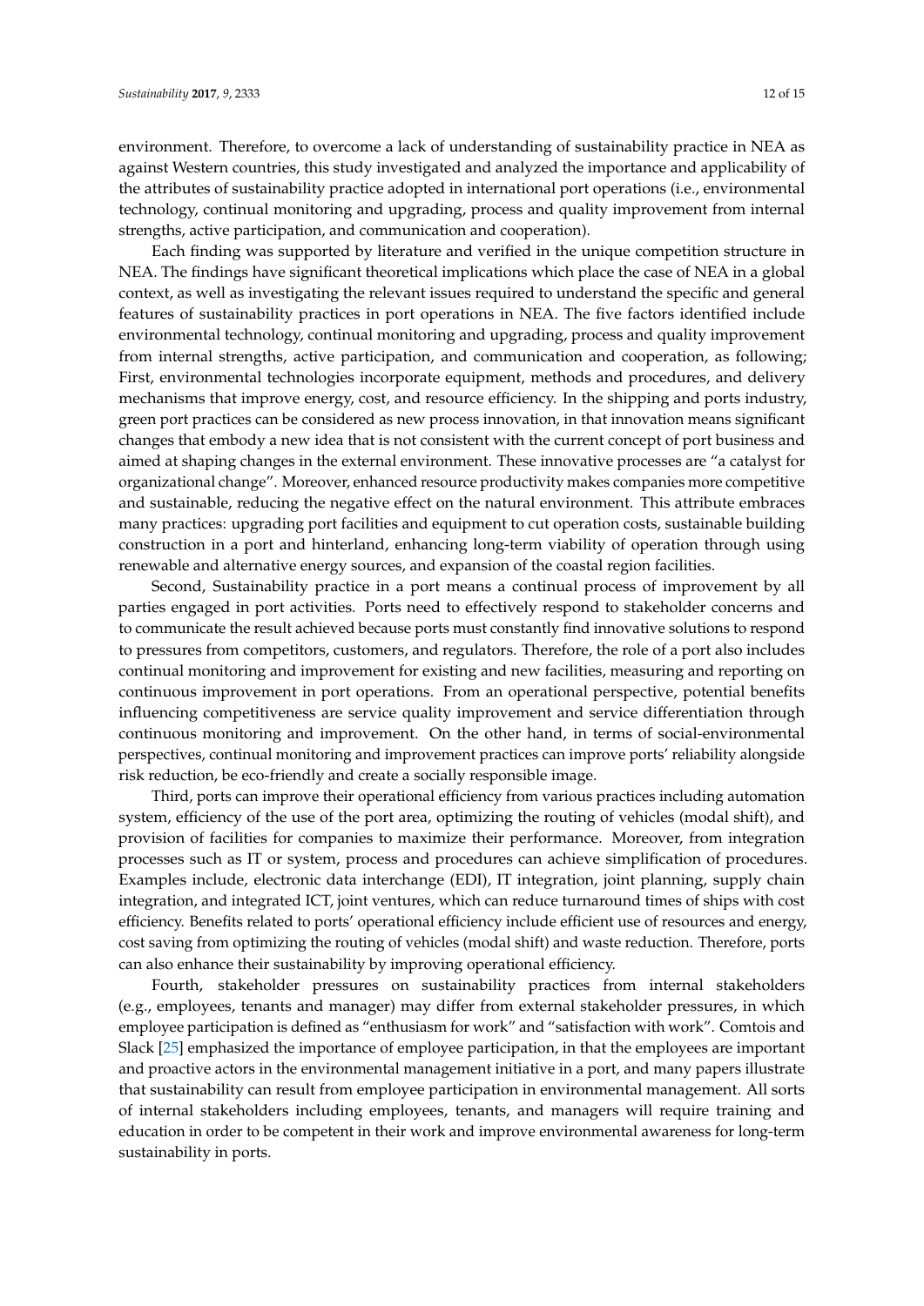environment. Therefore, to overcome a lack of understanding of sustainability practice in NEA as against Western countries, this study investigated and analyzed the importance and applicability of the attributes of sustainability practice adopted in international port operations (i.e., environmental technology, continual monitoring and upgrading, process and quality improvement from internal strengths, active participation, and communication and cooperation).

Each finding was supported by literature and verified in the unique competition structure in NEA. The findings have significant theoretical implications which place the case of NEA in a global context, as well as investigating the relevant issues required to understand the specific and general features of sustainability practices in port operations in NEA. The five factors identified include environmental technology, continual monitoring and upgrading, process and quality improvement from internal strengths, active participation, and communication and cooperation, as following; First, environmental technologies incorporate equipment, methods and procedures, and delivery mechanisms that improve energy, cost, and resource efficiency. In the shipping and ports industry, green port practices can be considered as new process innovation, in that innovation means significant changes that embody a new idea that is not consistent with the current concept of port business and aimed at shaping changes in the external environment. These innovative processes are "a catalyst for organizational change". Moreover, enhanced resource productivity makes companies more competitive and sustainable, reducing the negative effect on the natural environment. This attribute embraces many practices: upgrading port facilities and equipment to cut operation costs, sustainable building construction in a port and hinterland, enhancing long-term viability of operation through using renewable and alternative energy sources, and expansion of the coastal region facilities.

Second, Sustainability practice in a port means a continual process of improvement by all parties engaged in port activities. Ports need to effectively respond to stakeholder concerns and to communicate the result achieved because ports must constantly find innovative solutions to respond to pressures from competitors, customers, and regulators. Therefore, the role of a port also includes continual monitoring and improvement for existing and new facilities, measuring and reporting on continuous improvement in port operations. From an operational perspective, potential benefits influencing competitiveness are service quality improvement and service differentiation through continuous monitoring and improvement. On the other hand, in terms of social-environmental perspectives, continual monitoring and improvement practices can improve ports' reliability alongside risk reduction, be eco-friendly and create a socially responsible image.

Third, ports can improve their operational efficiency from various practices including automation system, efficiency of the use of the port area, optimizing the routing of vehicles (modal shift), and provision of facilities for companies to maximize their performance. Moreover, from integration processes such as IT or system, process and procedures can achieve simplification of procedures. Examples include, electronic data interchange (EDI), IT integration, joint planning, supply chain integration, and integrated ICT, joint ventures, which can reduce turnaround times of ships with cost efficiency. Benefits related to ports' operational efficiency include efficient use of resources and energy, cost saving from optimizing the routing of vehicles (modal shift) and waste reduction. Therefore, ports can also enhance their sustainability by improving operational efficiency.

Fourth, stakeholder pressures on sustainability practices from internal stakeholders (e.g., employees, tenants and manager) may differ from external stakeholder pressures, in which employee participation is defined as "enthusiasm for work" and "satisfaction with work". Comtois and Slack [25] emphasized the importance of employee participation, in that the employees are important and proactive actors in the environmental management initiative in a port, and many papers illustrate that sustainability can result from employee participation in environmental management. All sorts of internal stakeholders including employees, tenants, and managers will require training and education in order to be competent in their work and improve environmental awareness for long-term sustainability in ports.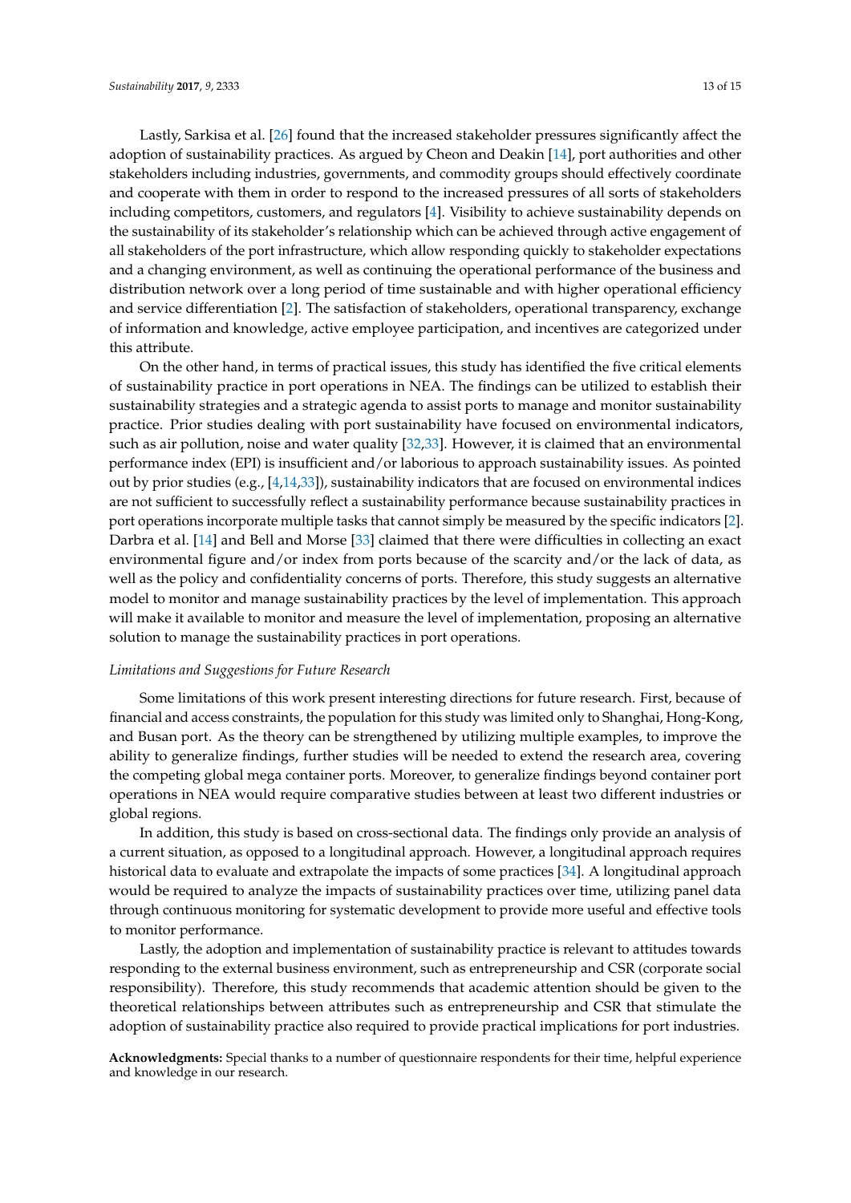Lastly, Sarkisa et al. [26] found that the increased stakeholder pressures significantly affect the adoption of sustainability practices. As argued by Cheon and Deakin [14], port authorities and other stakeholders including industries, governments, and commodity groups should effectively coordinate and cooperate with them in order to respond to the increased pressures of all sorts of stakeholders including competitors, customers, and regulators [4]. Visibility to achieve sustainability depends on the sustainability of its stakeholder's relationship which can be achieved through active engagement of all stakeholders of the port infrastructure, which allow responding quickly to stakeholder expectations and a changing environment, as well as continuing the operational performance of the business and distribution network over a long period of time sustainable and with higher operational efficiency and service differentiation [2]. The satisfaction of stakeholders, operational transparency, exchange of information and knowledge, active employee participation, and incentives are categorized under this attribute.

On the other hand, in terms of practical issues, this study has identified the five critical elements of sustainability practice in port operations in NEA. The findings can be utilized to establish their sustainability strategies and a strategic agenda to assist ports to manage and monitor sustainability practice. Prior studies dealing with port sustainability have focused on environmental indicators, such as air pollution, noise and water quality [32,33]. However, it is claimed that an environmental performance index (EPI) is insufficient and/or laborious to approach sustainability issues. As pointed out by prior studies (e.g., [4,14,33]), sustainability indicators that are focused on environmental indices are not sufficient to successfully reflect a sustainability performance because sustainability practices in port operations incorporate multiple tasks that cannot simply be measured by the specific indicators [2]. Darbra et al. [14] and Bell and Morse [33] claimed that there were difficulties in collecting an exact environmental figure and/or index from ports because of the scarcity and/or the lack of data, as well as the policy and confidentiality concerns of ports. Therefore, this study suggests an alternative model to monitor and manage sustainability practices by the level of implementation. This approach will make it available to monitor and measure the level of implementation, proposing an alternative solution to manage the sustainability practices in port operations.

### *Limitations and Suggestions for Future Research*

Some limitations of this work present interesting directions for future research. First, because of financial and access constraints, the population for this study was limited only to Shanghai, Hong-Kong, and Busan port. As the theory can be strengthened by utilizing multiple examples, to improve the ability to generalize findings, further studies will be needed to extend the research area, covering the competing global mega container ports. Moreover, to generalize findings beyond container port operations in NEA would require comparative studies between at least two different industries or global regions.

In addition, this study is based on cross-sectional data. The findings only provide an analysis of a current situation, as opposed to a longitudinal approach. However, a longitudinal approach requires historical data to evaluate and extrapolate the impacts of some practices [34]. A longitudinal approach would be required to analyze the impacts of sustainability practices over time, utilizing panel data through continuous monitoring for systematic development to provide more useful and effective tools to monitor performance.

Lastly, the adoption and implementation of sustainability practice is relevant to attitudes towards responding to the external business environment, such as entrepreneurship and CSR (corporate social responsibility). Therefore, this study recommends that academic attention should be given to the theoretical relationships between attributes such as entrepreneurship and CSR that stimulate the adoption of sustainability practice also required to provide practical implications for port industries.

**Acknowledgments:** Special thanks to a number of questionnaire respondents for their time, helpful experience and knowledge in our research.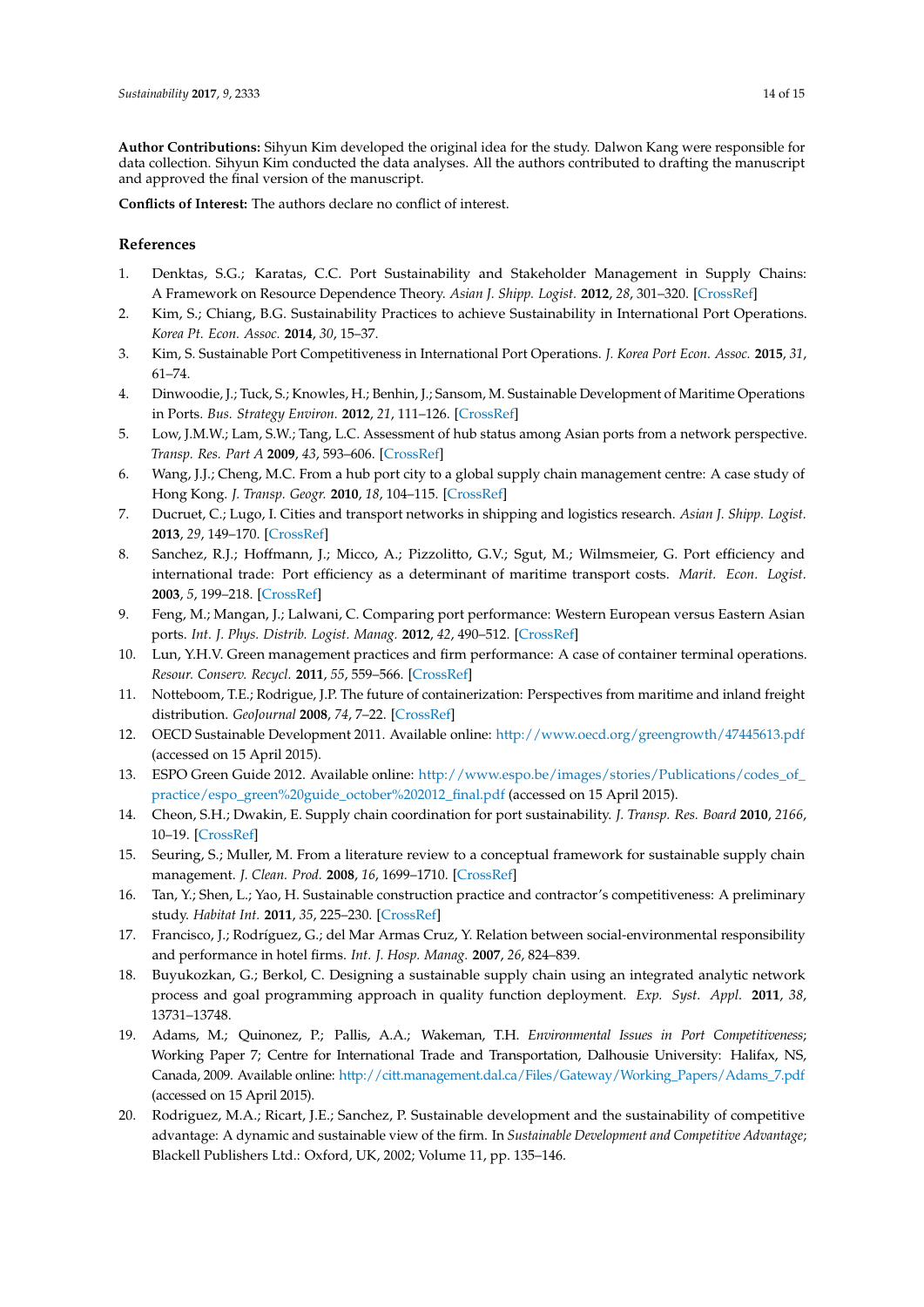**Author Contributions:** Sihyun Kim developed the original idea for the study. Dalwon Kang were responsible for data collection. Sihyun Kim conducted the data analyses. All the authors contributed to drafting the manuscript and approved the final version of the manuscript.

**Conflicts of Interest:** The authors declare no conflict of interest.

## References

1. Denktas, S.G.; Karatas, C.C. Port Sustainability and Stakeholder Management in Supply Chains: A Framework on Resource Dependence Theory. *Asian J. Shipp. Logist.* **2012**, *28*, 301–320. [CrossRef]
2. Kim, S.; Chiang, B.G. Sustainability Practices to achieve Sustainability in International Port Operations. *Korea Pt. Econ. Assoc.* **2014**, *30*, 15–37.
3. Kim, S. Sustainable Port Competitiveness in International Port Operations. *J. Korea Port Econ. Assoc.* **2015**, *31*, 61–74.
4. Dinwoodie, J.; Tuck, S.; Knowles, H.; Benhin, J.; Sansom, M. Sustainable Development of Maritime Operations in Ports. *Bus. Strategy Environ.* **2012**, *21*, 111–126. [CrossRef]
5. Low, J.M.W.; Lam, S.W.; Tang, L.C. Assessment of hub status among Asian ports from a network perspective. *Transp. Res. Part A* **2009**, *43*, 593–606. [CrossRef]
6. Wang, J.J.; Cheng, M.C. From a hub port city to a global supply chain management centre: A case study of Hong Kong. *J. Transp. Geogr.* **2010**, *18*, 104–115. [CrossRef]
7. Ducruet, C.; Lugo, I. Cities and transport networks in shipping and logistics research. *Asian J. Shipp. Logist.* **2013**, *29*, 149–170. [CrossRef]
8. Sanchez, R.J.; Hoffmann, J.; Micco, A.; Pizzolitto, G.V.; Sgut, M.; Wilmsmeier, G. Port efficiency and international trade: Port efficiency as a determinant of maritime transport costs. *Marit. Econ. Logist.* **2003**, *5*, 199–218. [CrossRef]
9. Feng, M.; Mangan, J.; Lalwani, C. Comparing port performance: Western European versus Eastern Asian ports. *Int. J. Phys. Distrib. Logist. Manag.* **2012**, *42*, 490–512. [CrossRef]
10. Lun, Y.H.V. Green management practices and firm performance: A case of container terminal operations. *Resour. Conserv. Recycl.* **2011**, *55*, 559–566. [CrossRef]
11. Notteboom, T.E.; Rodrigue, J.P. The future of containerization: Perspectives from maritime and inland freight distribution. *GeoJournal* **2008**, *74*, 7–22. [CrossRef]
12. OECD Sustainable Development 2011. Available online: http://www.oecd.org/greengrowth/47445613.pdf (accessed on 15 April 2015).
13. ESPO Green Guide 2012. Available online: http://www.espo.be/images/stories/Publications/codes_of_practice/espo_green%20guide_october%202012_final.pdf (accessed on 15 April 2015).
14. Cheon, S.H.; Dwakin, E. Supply chain coordination for port sustainability. *J. Transp. Res. Board* **2010**, *2166*, 10–19. [CrossRef]
15. Seuring, S.; Muller, M. From a literature review to a conceptual framework for sustainable supply chain management. *J. Clean. Prod.* **2008**, *16*, 1699–1710. [CrossRef]
16. Tan, Y.; Shen, L.; Yao, H. Sustainable construction practice and contractor's competitiveness: A preliminary study. *Habitat Int.* **2011**, *35*, 225–230. [CrossRef]
17. Francisco, J.; Rodríguez, G.; del Mar Armas Cruz, Y. Relation between social-environmental responsibility and performance in hotel firms. *Int. J. Hosp. Manag.* **2007**, *26*, 824–839.
18. Buyukozkan, G.; Berkol, C. Designing a sustainable supply chain using an integrated analytic network process and goal programming approach in quality function deployment. *Exp. Syst. Appl.* **2011**, *38*, 13731–13748.
19. Adams, M.; Quinonez, P.; Pallis, A.A.; Wakeman, T.H. *Environmental Issues in Port Competitiveness*; Working Paper 7; Centre for International Trade and Transportation, Dalhousie University: Halifax, NS, Canada, 2009. Available online: http://citt.management.dal.ca/Files/Gateway/Working_Papers/Adams_7.pdf (accessed on 15 April 2015).
20. Rodriguez, M.A.; Ricart, J.E.; Sanchez, P. Sustainable development and the sustainability of competitive advantage: A dynamic and sustainable view of the firm. In *Sustainable Development and Competitive Advantage*; Blackell Publishers Ltd.: Oxford, UK, 2002; Volume 11, pp. 135–146.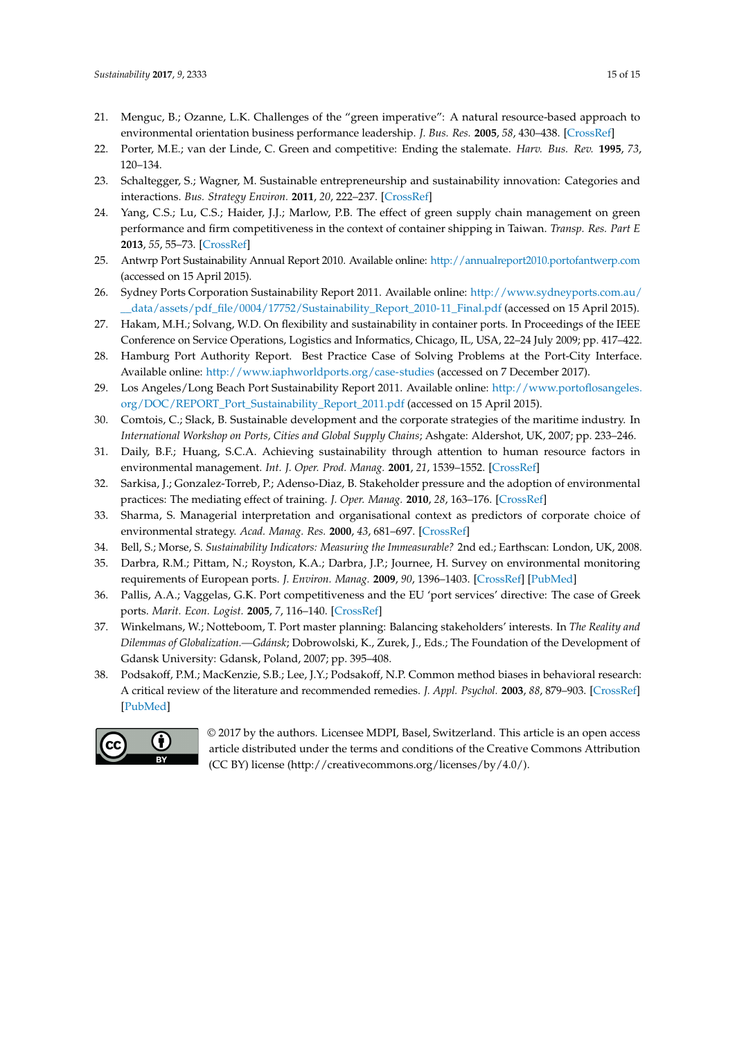21. Menguc, B.; Ozanne, L.K. Challenges of the "green imperative": A natural resource-based approach to environmental orientation business performance leadership. *J. Bus. Res.* **2005**, *58*, 430–438. [CrossRef]
22. Porter, M.E.; van der Linde, C. Green and competitive: Ending the stalemate. *Harv. Bus. Rev.* **1995**, *73*, 120–134.
23. Schaltegger, S.; Wagner, M. Sustainable entrepreneurship and sustainability innovation: Categories and interactions. *Bus. Strategy Environ.* **2011**, *20*, 222–237. [CrossRef]
24. Yang, C.S.; Lu, C.S.; Haider, J.J.; Marlow, P.B. The effect of green supply chain management on green performance and firm competitiveness in the context of container shipping in Taiwan. *Transp. Res. Part E* **2013**, *55*, 55–73. [CrossRef]
25. Antwrp Port Sustainability Annual Report 2010. Available online: http://annualreport2010.portofantwerp.com (accessed on 15 April 2015).
26. Sydney Ports Corporation Sustainability Report 2011. Available online: http://www.sydneyports.com.au/__data/assets/pdf_file/0004/17752/Sustainability_Report_2010-11_Final.pdf (accessed on 15 April 2015).
27. Hakam, M.H.; Solvang, W.D. On flexibility and sustainability in container ports. In Proceedings of the IEEE Conference on Service Operations, Logistics and Informatics, Chicago, IL, USA, 22–24 July 2009; pp. 417–422.
28. Hamburg Port Authority Report. Best Practice Case of Solving Problems at the Port-City Interface. Available online: http://www.iaphworldports.org/case-studies (accessed on 7 December 2017).
29. Los Angeles/Long Beach Port Sustainability Report 2011. Available online: http://www.portoflosangeles.org/DOC/REPORT_Port_Sustainability_Report_2011.pdf (accessed on 15 April 2015).
30. Comtois, C.; Slack, B. Sustainable development and the corporate strategies of the maritime industry. In *International Workshop on Ports, Cities and Global Supply Chains*; Ashgate: Aldershot, UK, 2007; pp. 233–246.
31. Daily, B.F.; Huang, S.C.A. Achieving sustainability through attention to human resource factors in environmental management. *Int. J. Oper. Prod. Manag.* **2001**, *21*, 1539–1552. [CrossRef]
32. Sarkisa, J.; Gonzalez-Torreb, P.; Adenso-Diaz, B. Stakeholder pressure and the adoption of environmental practices: The mediating effect of training. *J. Oper. Manag.* **2010**, *28*, 163–176. [CrossRef]
33. Sharma, S. Managerial interpretation and organisational context as predictors of corporate choice of environmental strategy. *Acad. Manag. Res.* **2000**, *43*, 681–697. [CrossRef]
34. Bell, S.; Morse, S. *Sustainability Indicators: Measuring the Immeasurable?* 2nd ed.; Earthscan: London, UK, 2008.
35. Darbra, R.M.; Pittam, N.; Royston, K.A.; Darbra, J.P.; Journee, H. Survey on environmental monitoring requirements of European ports. *J. Environ. Manag.* **2009**, *90*, 1396–1403. [CrossRef] [PubMed]
36. Pallis, A.A.; Vaggelas, G.K. Port competitiveness and the EU 'port services' directive: The case of Greek ports. *Marit. Econ. Logist.* **2005**, *7*, 116–140. [CrossRef]
37. Winkelmans, W.; Notteboom, T. Port master planning: Balancing stakeholders' interests. In *The Reality and Dilemmas of Globalization.—Gdánsk*; Dobrowolski, K., Zurek, J., Eds.; The Foundation of the Development of Gdansk University: Gdansk, Poland, 2007; pp. 395–408.
38. Podsakoff, P.M.; MacKenzie, S.B.; Lee, J.Y.; Podsakoff, N.P. Common method biases in behavioral research: A critical review of the literature and recommended remedies. *J. Appl. Psychol.* **2003**, *88*, 879–903. [CrossRef] [PubMed]

© 2017 by the authors. Licensee MDPI, Basel, Switzerland. This article is an open access article distributed under the terms and conditions of the Creative Commons Attribution (CC BY) license (http://creativecommons.org/licenses/by/4.0/).